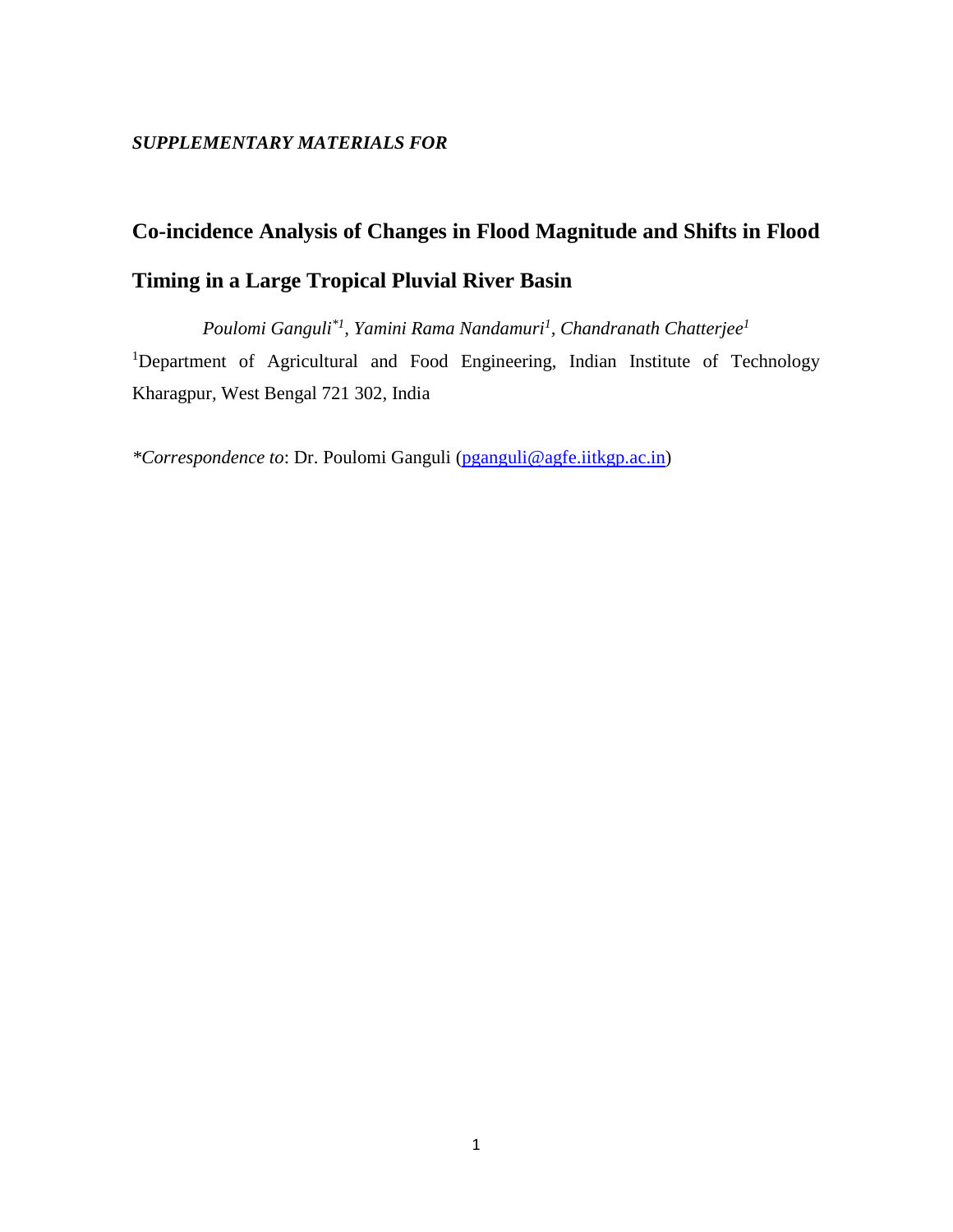*SUPPLEMENTARY MATERIALS FOR*

# Co-incidence Analysis of Changes in Flood Magnitude and Shifts in Flood Timing in a Large Tropical Pluvial River Basin

*Poulomi Ganguli*[*1], *Yamini Rama Nandamuri*[1], *Chandranath Chatterjee*[1]

[1]Department of Agricultural and Food Engineering, Indian Institute of Technology Kharagpur, West Bengal 721 302, India

*\*Correspondence to*: Dr. Poulomi Ganguli (pganguli@agfe.iitkgp.ac.in)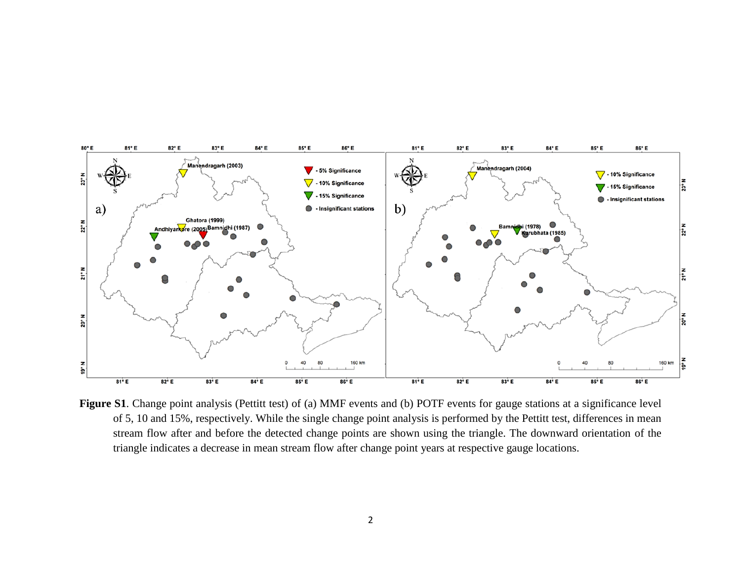**Figure S1**. Change point analysis (Pettitt test) of (a) MMF events and (b) POTF events for gauge stations at a significance level of 5, 10 and 15%, respectively. While the single change point analysis is performed by the Pettitt test, differences in mean stream flow after and before the detected change points are shown using the triangle. The downward orientation of the triangle indicates a decrease in mean stream flow after change point years at respective gauge locations.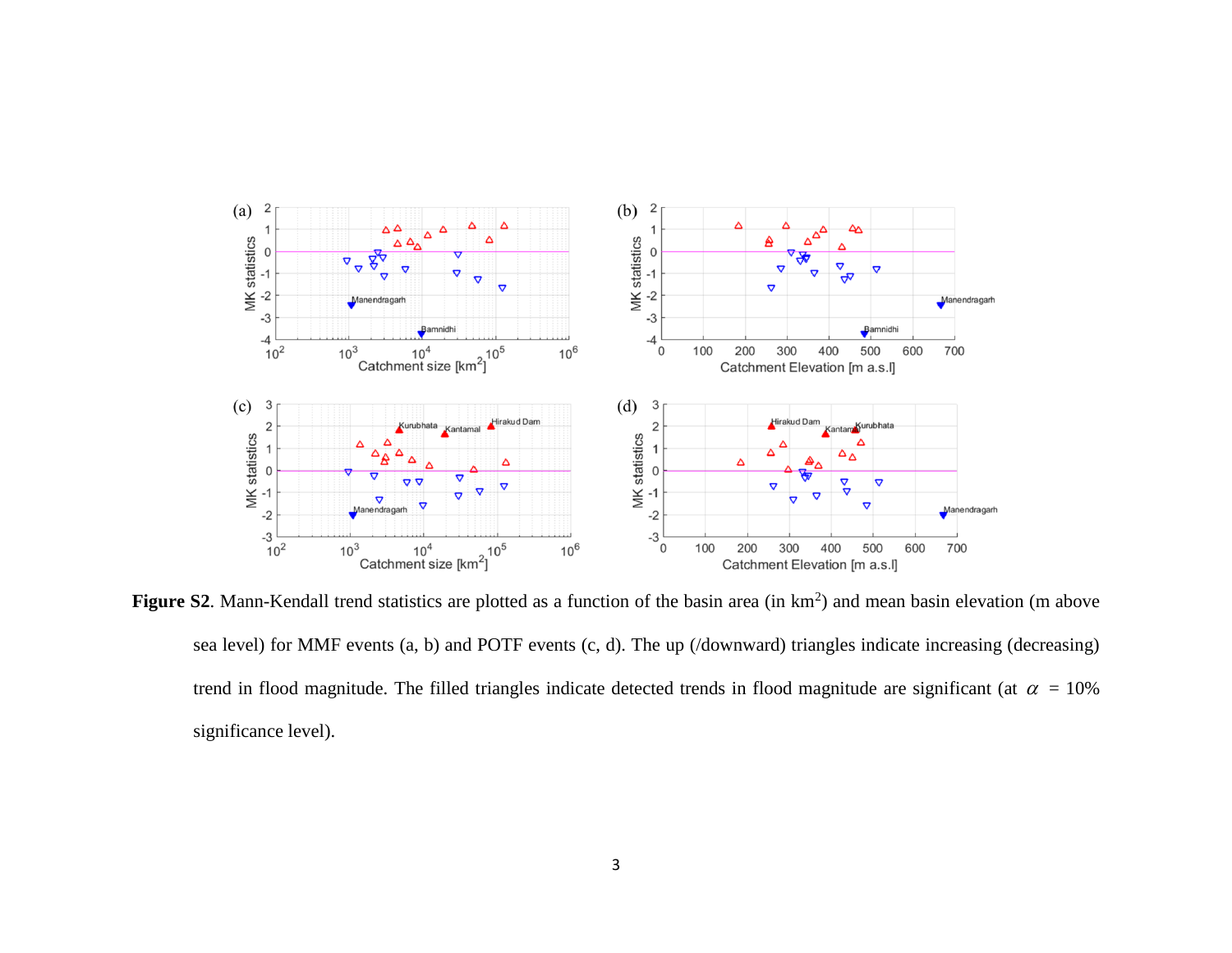**Figure S2**. Mann-Kendall trend statistics are plotted as a function of the basin area (in $km^2$) and mean basin elevation (m above sea level) for MMF events (a, b) and POTF events (c, d). The up (/downward) triangles indicate increasing (decreasing) trend in flood magnitude. The filled triangles indicate detected trends in flood magnitude are significant (at $\alpha$ = 10% significance level).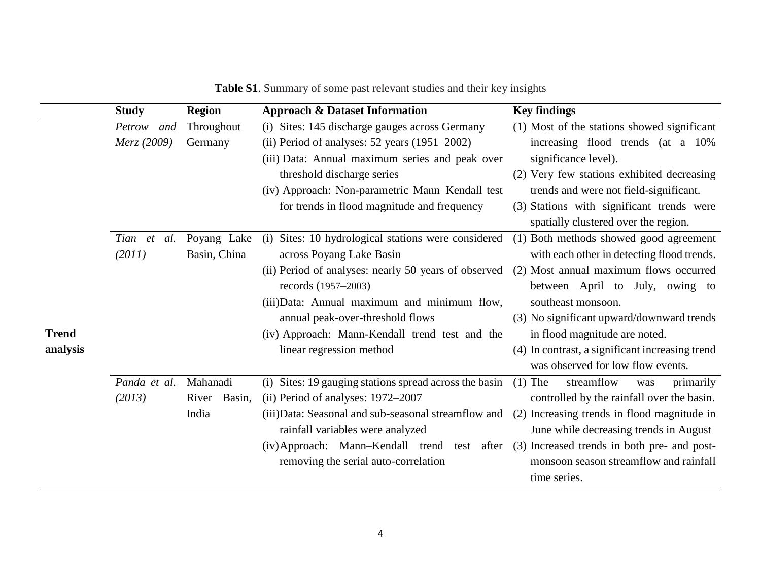**Table S1**. Summary of some past relevant studies and their key insights

| | Study | Region | Approach & Dataset Information | Key findings |
|---|---|---|---|---|
| Trend analysis | *Petrow and Merz (2009)* | Throughout Germany | (i) Sites: 145 discharge gauges across Germany<br>(ii) Period of analyses: 52 years (1951–2002)<br>(iii) Data: Annual maximum series and peak over threshold discharge series<br>(iv) Approach: Non-parametric Mann–Kendall test for trends in flood magnitude and frequency | (1) Most of the stations showed significant increasing flood trends (at a 10% significance level).<br>(2) Very few stations exhibited decreasing trends and were not field-significant.<br>(3) Stations with significant trends were spatially clustered over the region. |
| | *Tian et al. (2011)* | Poyang Lake Basin, China | (i) Sites: 10 hydrological stations were considered across Poyang Lake Basin<br>(ii) Period of analyses: nearly 50 years of observed records (1957–2003)<br>(iii)Data: Annual maximum and minimum flow, annual peak-over-threshold flows<br>(iv) Approach: Mann-Kendall trend test and the linear regression method | (1) Both methods showed good agreement with each other in detecting flood trends.<br>(2) Most annual maximum flows occurred between April to July, owing to southeast monsoon.<br>(3) No significant upward/downward trends in flood magnitude are noted.<br>(4) In contrast, a significant increasing trend was observed for low flow events. |
| | *Panda et al. (2013)* | Mahanadi River Basin, India | (i) Sites: 19 gauging stations spread across the basin<br>(ii) Period of analyses: 1972–2007<br>(iii)Data: Seasonal and sub-seasonal streamflow and rainfall variables were analyzed<br>(iv)Approach: Mann–Kendall trend test after removing the serial auto-correlation | (1) The streamflow was primarily controlled by the rainfall over the basin.<br>(2) Increasing trends in flood magnitude in June while decreasing trends in August<br>(3) Increased trends in both pre- and post-monsoon season streamflow and rainfall time series. |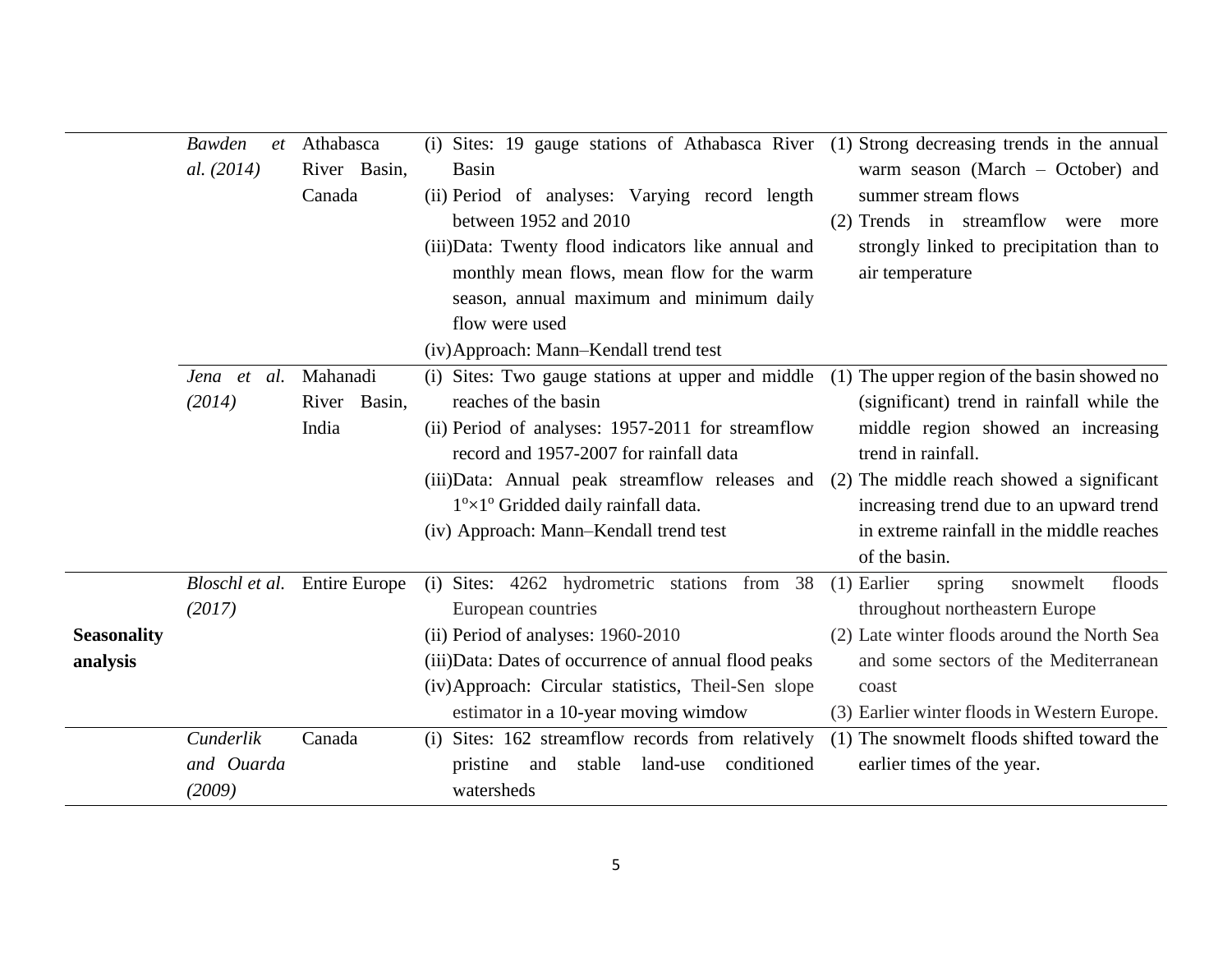| | | | | |
|---|---|---|---|---|
| | *Bawden et al. (2014)* | Athabasca River Basin, Canada | (i) Sites: 19 gauge stations of Athabasca River Basin<br>(ii) Period of analyses: Varying record length between 1952 and 2010<br>(iii) Data: Twenty flood indicators like annual and monthly mean flows, mean flow for the warm season, annual maximum and minimum daily flow were used<br>(iv) Approach: Mann–Kendall trend test | (1) Strong decreasing trends in the annual warm season (March – October) and summer stream flows<br>(2) Trends in streamflow were more strongly linked to precipitation than to air temperature |
| | *Jena et al. (2014)* | Mahanadi River Basin, India | (i) Sites: Two gauge stations at upper and middle reaches of the basin<br>(ii) Period of analyses: 1957-2011 for streamflow record and 1957-2007 for rainfall data<br>(iii) Data: Annual peak streamflow releases and $1^{o}\times1^{o}$ Gridded daily rainfall data.<br>(iv) Approach: Mann–Kendall trend test | (1) The upper region of the basin showed no (significant) trend in rainfall while the middle region showed an increasing trend in rainfall.<br>(2) The middle reach showed a significant increasing trend due to an upward trend in extreme rainfall in the middle reaches of the basin. |
| **Seasonality analysis** | *Bloschl et al. (2017)* | Entire Europe | (i) Sites: 4262 hydrometric stations from 38 European countries<br>(ii) Period of analyses: 1960-2010<br>(iii) Data: Dates of occurrence of annual flood peaks<br>(iv) Approach: Circular statistics, Theil-Sen slope estimator in a 10-year moving wimdow | (1) Earlier spring snowmelt floods throughout northeastern Europe<br>(2) Late winter floods around the North Sea and some sectors of the Mediterranean coast<br>(3) Earlier winter floods in Western Europe. |
| | *Cunderlik and Ouarda (2009)* | Canada | (i) Sites: 162 streamflow records from relatively pristine and stable land-use conditioned watersheds | (1) The snowmelt floods shifted toward the earlier times of the year. |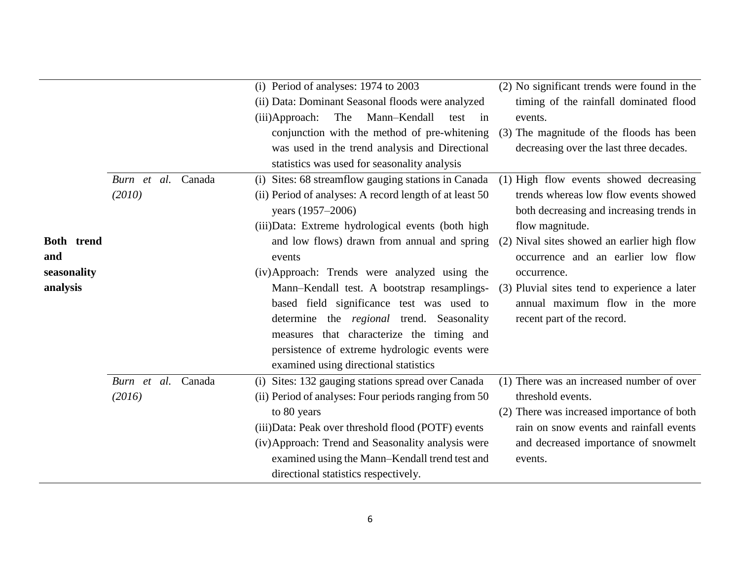| | | | |
|---|---|---|---|
| | | (i) Period of analyses: 1974 to 2003<br>(ii) Data: Dominant Seasonal floods were analyzed<br>(iii) Approach: The Mann–Kendall test in conjunction with the method of pre-whitening was used in the trend analysis and Directional statistics was used for seasonality analysis | (2) No significant trends were found in the timing of the rainfall dominated flood events.<br>(3) The magnitude of the floods has been decreasing over the last three decades. |
| **Both trend and seasonality analysis** | *Burn et al. (2010)* Canada | (i) Sites: 68 streamflow gauging stations in Canada<br>(ii) Period of analyses: A record length of at least 50 years (1957–2006)<br>(iii) Data: Extreme hydrological events (both high and low flows) drawn from annual and spring events<br>(iv) Approach: Trends were analyzed using the Mann–Kendall test. A bootstrap resamplings-based field significance test was used to determine the *regional* trend. Seasonality measures that characterize the timing and persistence of extreme hydrologic events were examined using directional statistics | (1) High flow events showed decreasing trends whereas low flow events showed both decreasing and increasing trends in flow magnitude.<br>(2) Nival sites showed an earlier high flow occurrence and an earlier low flow occurrence.<br>(3) Pluvial sites tend to experience a later annual maximum flow in the more recent part of the record. |
| | *Burn et al. (2016)* Canada | (i) Sites: 132 gauging stations spread over Canada<br>(ii) Period of analyses: Four periods ranging from 50 to 80 years<br>(iii) Data: Peak over threshold flood (POTF) events<br>(iv) Approach: Trend and Seasonality analysis were examined using the Mann–Kendall trend test and directional statistics respectively. | (1) There was an increased number of over threshold events.<br>(2) There was increased importance of both rain on snow events and rainfall events and decreased importance of snowmelt events. |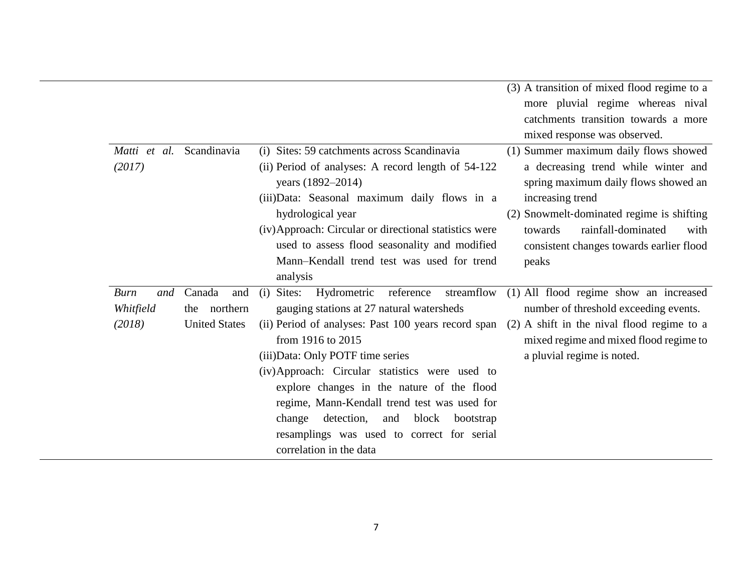| | | | |
|---|---|---|---|
| | | | (3) A transition of mixed flood regime to a more pluvial regime whereas nival catchments transition towards a more mixed response was observed. |
| *Matti et al. (2017)* | Scandinavia | (i) Sites: 59 catchments across Scandinavia<br>(ii) Period of analyses: A record length of 54-122 years (1892–2014)<br>(iii) Data: Seasonal maximum daily flows in a hydrological year<br>(iv) Approach: Circular or directional statistics were used to assess flood seasonality and modified Mann–Kendall trend test was used for trend analysis | (1) Summer maximum daily flows showed a decreasing trend while winter and spring maximum daily flows showed an increasing trend<br>(2) Snowmelt-dominated regime is shifting towards rainfall-dominated with consistent changes towards earlier flood peaks |
| *Burn and Whitfield (2018)* | Canada and the northern United States | (i) Sites: Hydrometric reference streamflow gauging stations at 27 natural watersheds<br>(ii) Period of analyses: Past 100 years record span from 1916 to 2015<br>(iii) Data: Only POTF time series<br>(iv) Approach: Circular statistics were used to explore changes in the nature of the flood regime, Mann-Kendall trend test was used for change detection, and block bootstrap resamplings was used to correct for serial correlation in the data | (1) All flood regime show an increased number of threshold exceeding events.<br>(2) A shift in the nival flood regime to a mixed regime and mixed flood regime to a pluvial regime is noted. |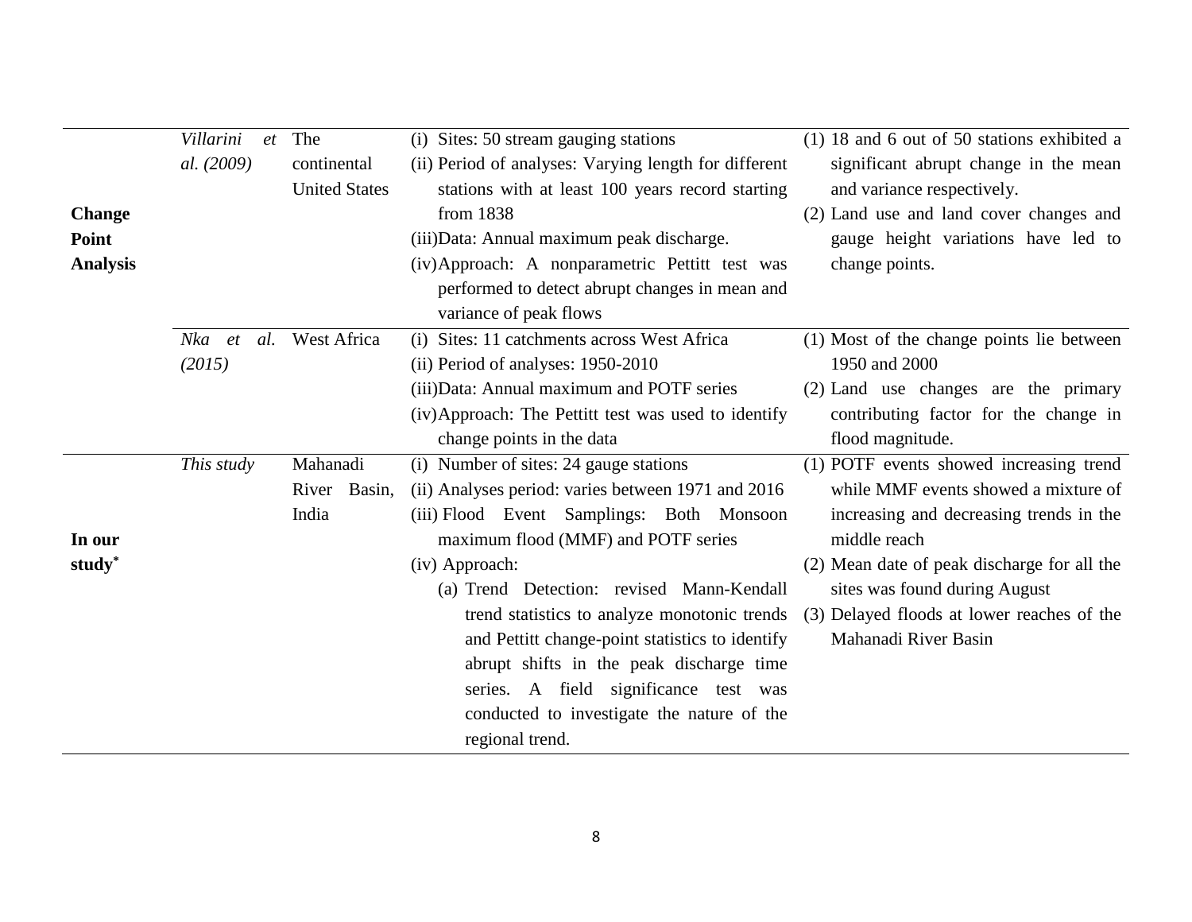|  |  |  |  |  |
|---|---|---|---|---|
| **Change Point Analysis** | *Villarini et al. (2009)* | The continental United States | (i) Sites: 50 stream gauging stations<br>(ii) Period of analyses: Varying length for different stations with at least 100 years record starting from 1838<br>(iii) Data: Annual maximum peak discharge.<br>(iv) Approach: A nonparametric Pettitt test was performed to detect abrupt changes in mean and variance of peak flows | (1) 18 and 6 out of 50 stations exhibited a significant abrupt change in the mean and variance respectively.<br>(2) Land use and land cover changes and gauge height variations have led to change points. |
|  | *Nka et al. (2015)* | West Africa | (i) Sites: 11 catchments across West Africa<br>(ii) Period of analyses: 1950-2010<br>(iii) Data: Annual maximum and POTF series<br>(iv) Approach: The Pettitt test was used to identify change points in the data | (1) Most of the change points lie between 1950 and 2000<br>(2) Land use changes are the primary contributing factor for the change in flood magnitude. |
| **In our study*** | *This study* | Mahanadi River Basin, India | (i) Number of sites: 24 gauge stations<br>(ii) Analyses period: varies between 1971 and 2016<br>(iii) Flood Event Samplings: Both Monsoon maximum flood (MMF) and POTF series<br>(iv) Approach:<br>(a) Trend Detection: revised Mann-Kendall trend statistics to analyze monotonic trends and Pettitt change-point statistics to identify abrupt shifts in the peak discharge time series. A field significance test was conducted to investigate the nature of the regional trend. | (1) POTF events showed increasing trend while MMF events showed a mixture of increasing and decreasing trends in the middle reach<br>(2) Mean date of peak discharge for all the sites was found during August<br>(3) Delayed floods at lower reaches of the Mahanadi River Basin |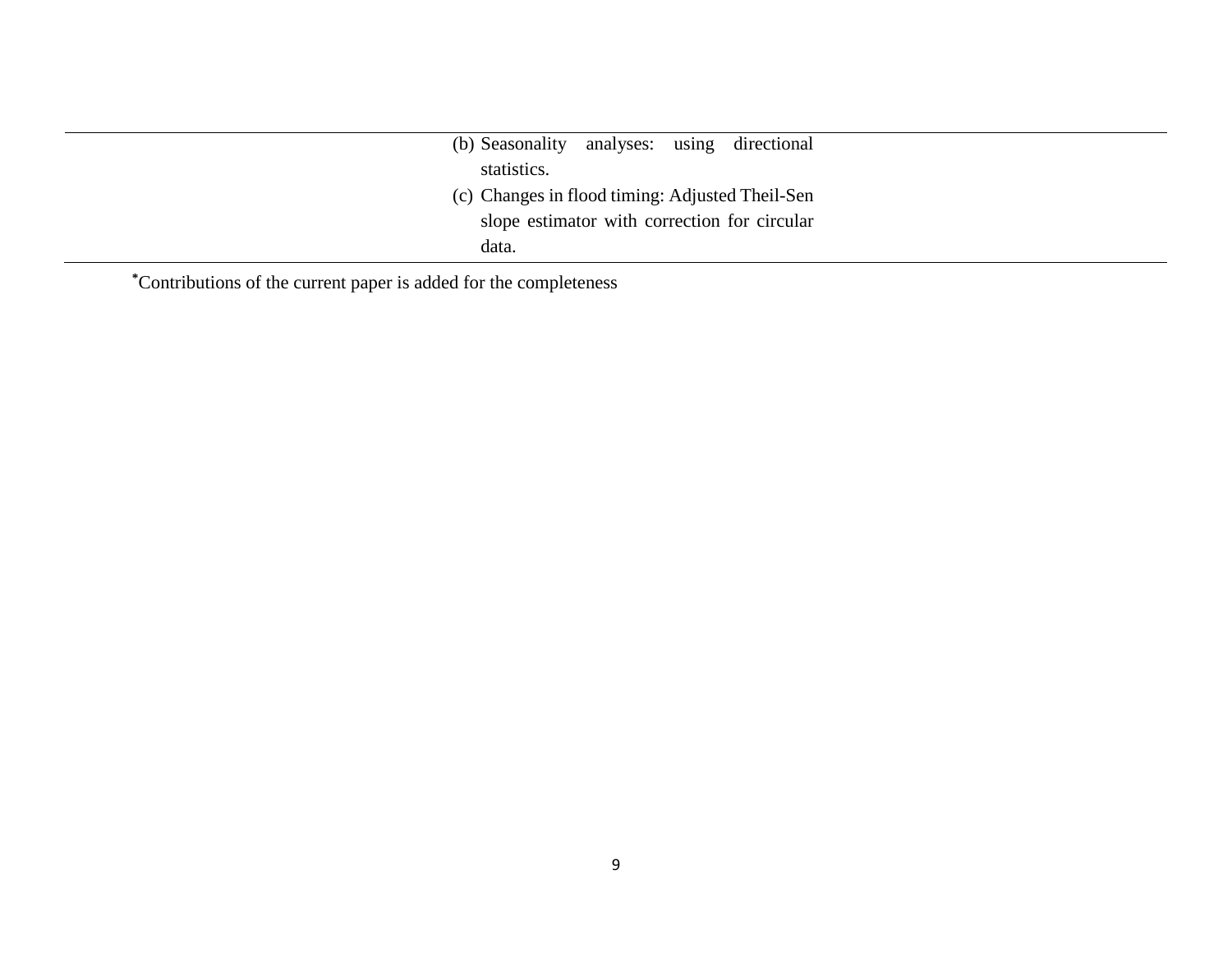|  |  |  |
|---|---|---|
|  | (b) Seasonality analyses: using directional statistics. (c) Changes in flood timing: Adjusted Theil-Sen slope estimator with correction for circular data. |  |

*Contributions of the current paper is added for the completeness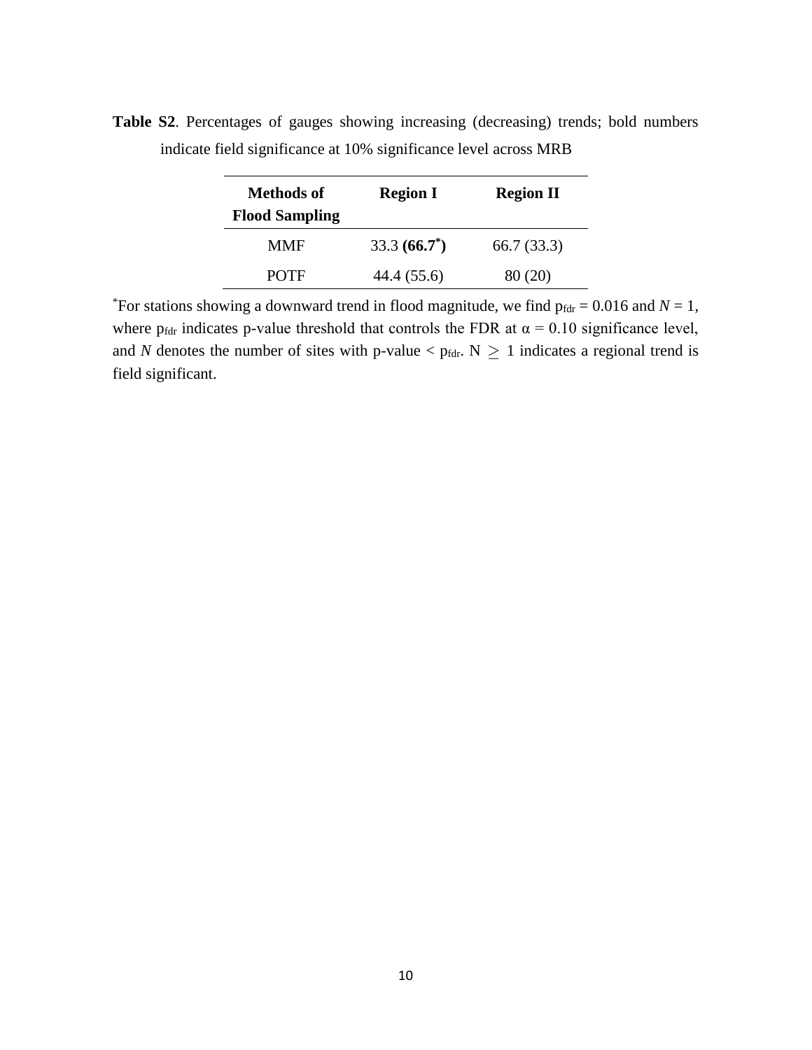**Table S2**. Percentages of gauges showing increasing (decreasing) trends; bold numbers indicate field significance at 10% significance level across MRB

| Methods of Flood Sampling | Region I | Region II |
|---|---|---|
| MMF | 33.3 **(66.7*)** | 66.7 (33.3) |
| POTF | 44.4 (55.6) | 80 (20) |

*For stations showing a downward trend in flood magnitude, we find $p_{fdr} = 0.016$ and $N = 1$, where $p_{fdr}$ indicates p-value threshold that controls the FDR at $\alpha = 0.10$ significance level, and $N$ denotes the number of sites with p-value $< p_{fdr}$. $N \geq 1$ indicates a regional trend is field significant.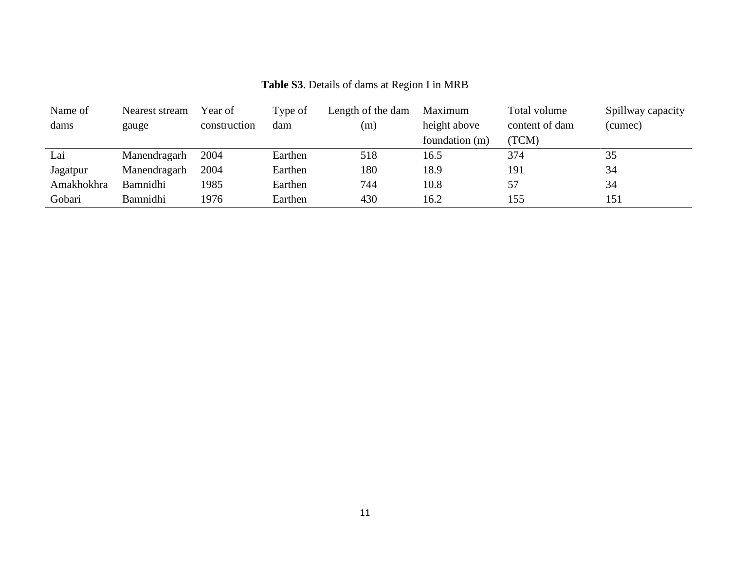**Table S3**. Details of dams at Region I in MRB

| Name of dams | Nearest stream gauge | Year of construction | Type of dam | Length of the dam (m) | Maximum height above foundation (m) | Total volume content of dam (TCM) | Spillway capacity (cumec) |
|---|---|---|---|---|---|---|---|
| Lai | Manendragarh | 2004 | Earthen | 518 | 16.5 | 374 | 35 |
| Jagatpur | Manendragarh | 2004 | Earthen | 180 | 18.9 | 191 | 34 |
| Amakhokhra | Bamnidhi | 1985 | Earthen | 744 | 10.8 | 57 | 34 |
| Gobari | Bamnidhi | 1976 | Earthen | 430 | 16.2 | 155 | 151 |